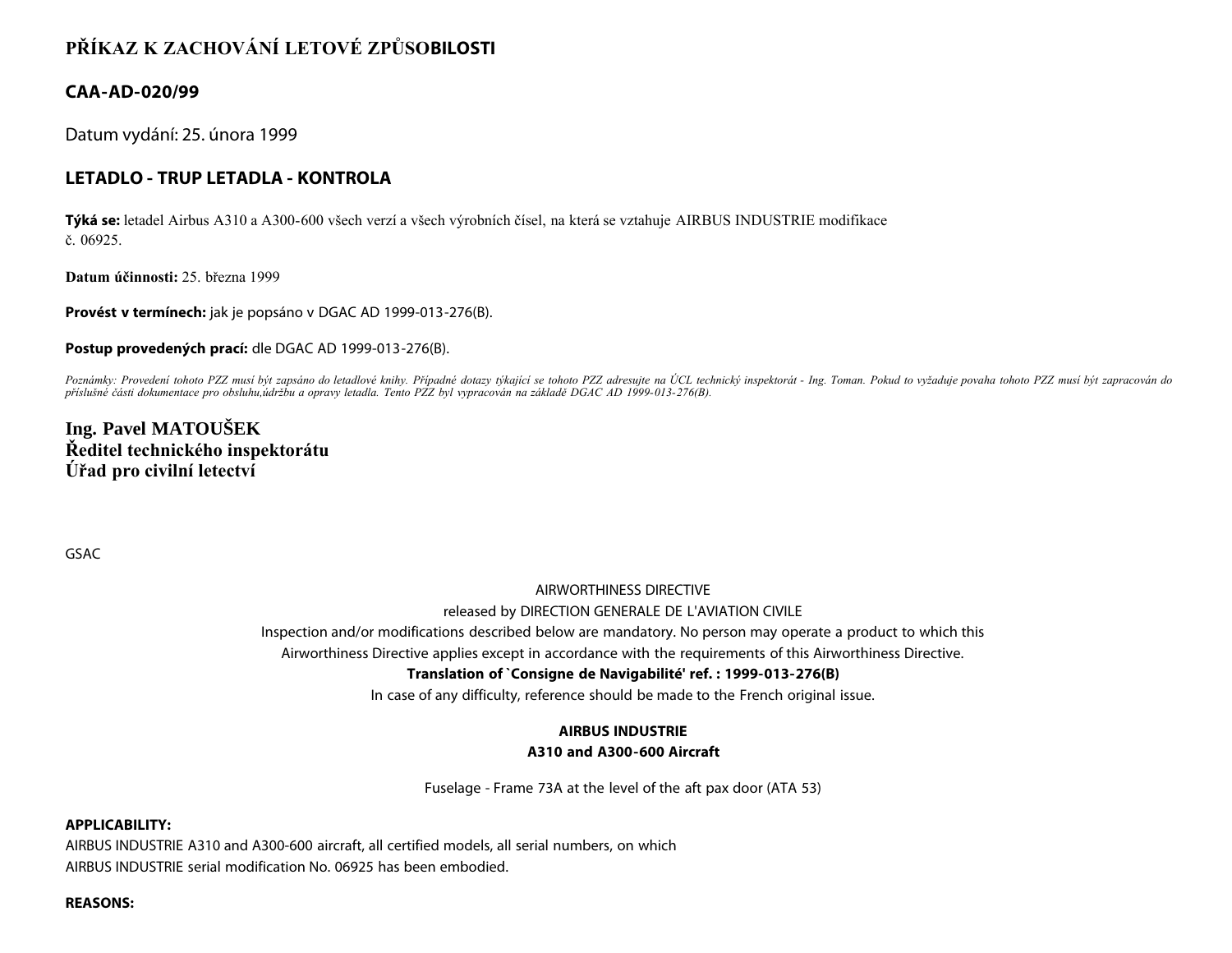# PŘÍKAZ K ZACHOVÁNÍ LETOVÉ ZPŮSOBILOSTI

## CAA-AD-020/99

Datum vydání: 25. února 1999

## LETADLO - TRUP LETADLA - KONTROLA

**Týká se:** letadel Airbus A310 a A300-600 všech verzí a všech výrobních čísel, na která se vztahuje AIRBUS INDUSTRIE modifikace č. 06925.

**Datum účinnosti:** 25. března 1999

**Provést v termínech:** jak je popsáno v DGAC AD 1999-013-276(B).

**Postup provedených prací:** dle DGAC AD 1999-013-276(B).

*Poznámky: Provedení tohoto PZZ musí být zapsáno do letadlové knihy. Případné dotazy týkající se tohoto PZZ adresujte na ÚCL technický inspektorát - Ing. Toman. Pokud to vyžaduje povaha tohoto PZZ musí být zapracován do příslušné části dokumentace pro obsluhu,údržbu a opravy letadla. Tento PZZ byl vypracován na základě DGAC AD 1999-013-276(B).*

**Ing. Pavel MATOUŠEK**
**Ředitel technického inspektorátu**
**Úřad pro civilní letectví**

GSAC

AIRWORTHINESS DIRECTIVE

released by DIRECTION GENERALE DE L'AVIATION CIVILE

Inspection and/or modifications described below are mandatory. No person may operate a product to which this Airworthiness Directive applies except in accordance with the requirements of this Airworthiness Directive.

**Translation of `Consigne de Navigabilité' ref. : 1999-013-276(B)**

In case of any difficulty, reference should be made to the French original issue.

**AIRBUS INDUSTRIE**
**A310 and A300-600 Aircraft**

Fuselage - Frame 73A at the level of the aft pax door (ATA 53)

**APPLICABILITY:**

AIRBUS INDUSTRIE A310 and A300-600 aircraft, all certified models, all serial numbers, on which AIRBUS INDUSTRIE serial modification No. 06925 has been embodied.

**REASONS:**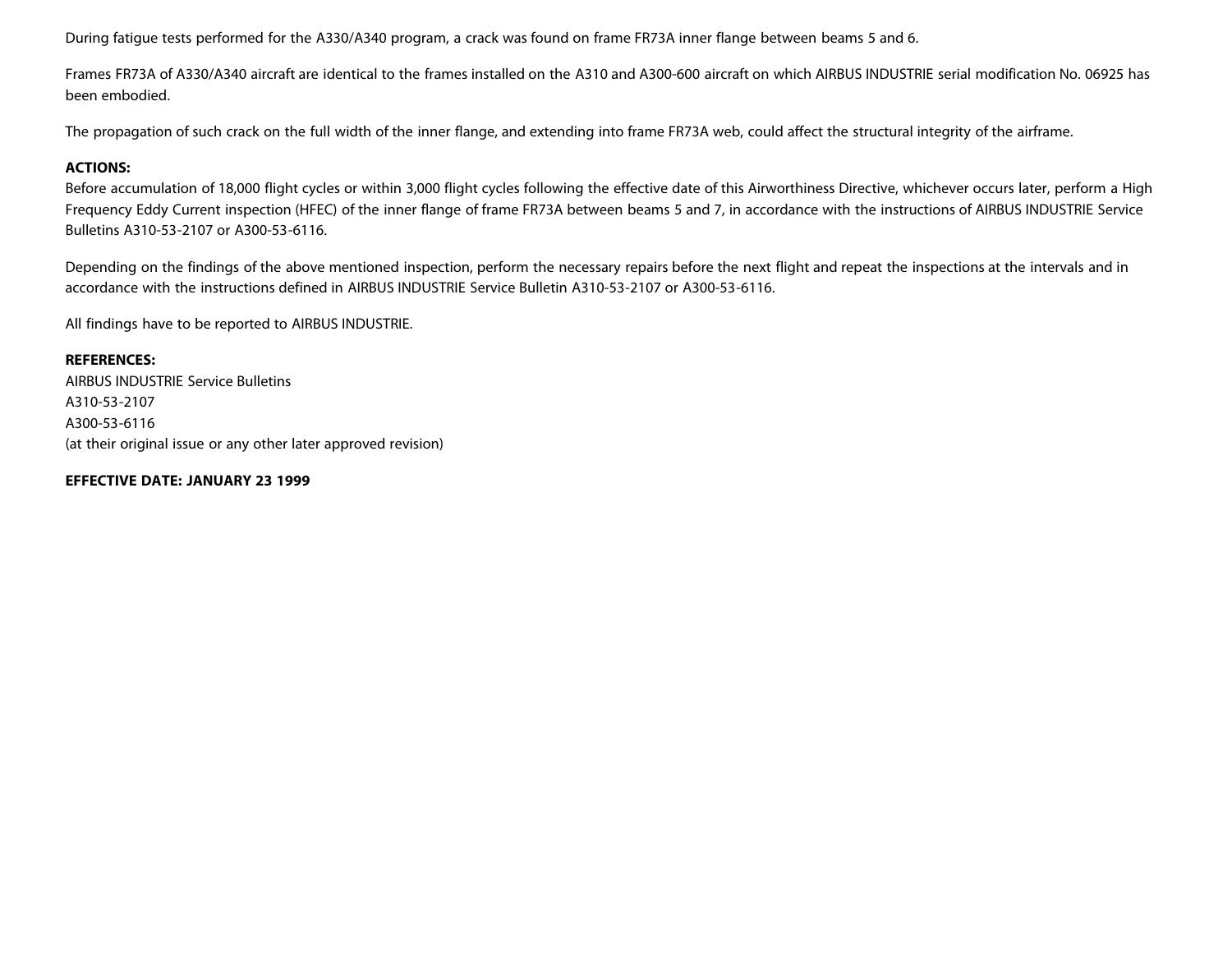During fatigue tests performed for the A330/A340 program, a crack was found on frame FR73A inner flange between beams 5 and 6.

Frames FR73A of A330/A340 aircraft are identical to the frames installed on the A310 and A300-600 aircraft on which AIRBUS INDUSTRIE serial modification No. 06925 has been embodied.

The propagation of such crack on the full width of the inner flange, and extending into frame FR73A web, could affect the structural integrity of the airframe.

**ACTIONS:**
Before accumulation of 18,000 flight cycles or within 3,000 flight cycles following the effective date of this Airworthiness Directive, whichever occurs later, perform a High Frequency Eddy Current inspection (HFEC) of the inner flange of frame FR73A between beams 5 and 7, in accordance with the instructions of AIRBUS INDUSTRIE Service Bulletins A310-53-2107 or A300-53-6116.

Depending on the findings of the above mentioned inspection, perform the necessary repairs before the next flight and repeat the inspections at the intervals and in accordance with the instructions defined in AIRBUS INDUSTRIE Service Bulletin A310-53-2107 or A300-53-6116.

All findings have to be reported to AIRBUS INDUSTRIE.

**REFERENCES:**
AIRBUS INDUSTRIE Service Bulletins
A310-53-2107
A300-53-6116
(at their original issue or any other later approved revision)

**EFFECTIVE DATE: JANUARY 23 1999**